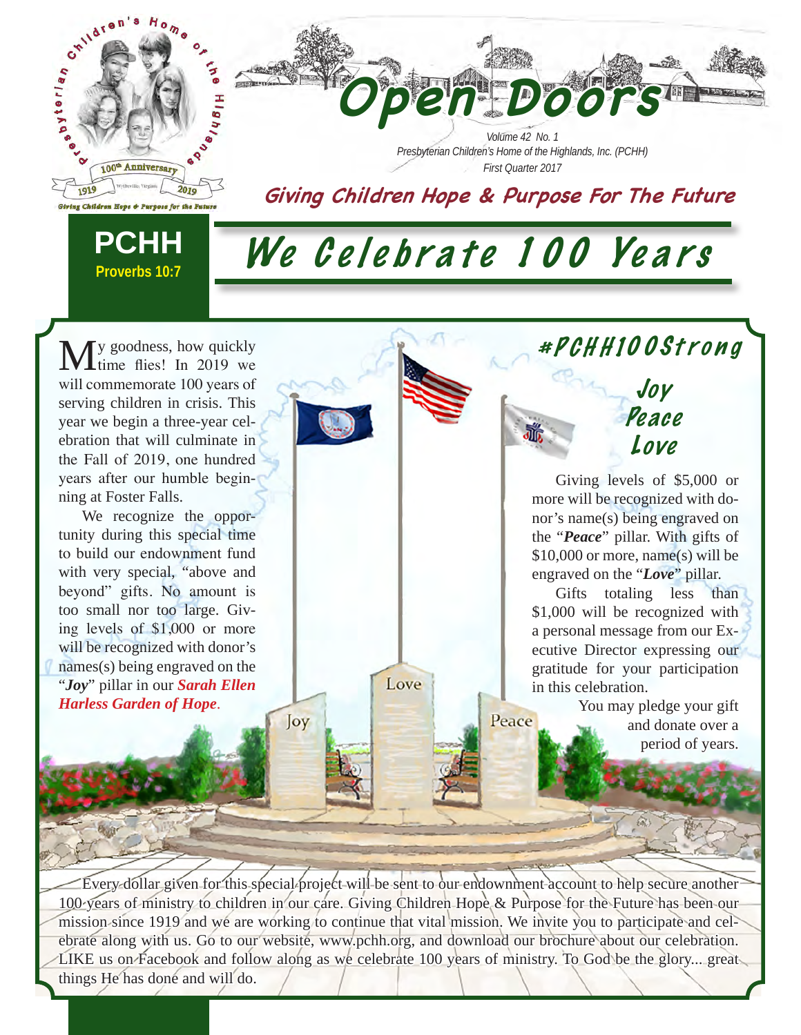# Open Doors

Volume 42 No. 1
Presbyterian Children's Home of the Highlands, Inc. (PCHH)
First Quarter 2017

**Giving Children Hope & Purpose For The Future**

**PCHH**
**Proverbs 10:7**

# We Celebrate 100 Years

My goodness, how quickly time flies! In 2019 we will commemorate 100 years of serving children in crisis. This year we begin a three-year celebration that will culminate in the Fall of 2019, one hundred years after our humble beginning at Foster Falls.

We recognize the opportunity during this special time to build our endownment fund with very special, "above and beyond" gifts. No amount is too small nor too large. Giving levels of $1,000 or more will be recognized with donor's names(s) being engraved on the "***Joy***" pillar in our ***Sarah Ellen Harless Garden of Hope***.

## #PCHH100Strong

**Joy**
**Peace**
**Love**

Giving levels of $5,000 or more will be recognized with donor's name(s) being engraved on the "***Peace***" pillar. With gifts of $10,000 or more, name(s) will be engraved on the "***Love***" pillar.

Gifts totaling less than $1,000 will be recognized with a personal message from our Executive Director expressing our gratitude for your participation in this celebration.

You may pledge your gift and donate over a period of years.

Every dollar given for this special project will be sent to our endownment account to help secure another 100 years of ministry to children in our care. Giving Children Hope & Purpose for the Future has been our mission since 1919 and we are working to continue that vital mission. We invite you to participate and celebrate along with us. Go to our website, www.pchh.org, and download our brochure about our celebration. LIKE us on Facebook and follow along as we celebrate 100 years of ministry. To God be the glory... great things He has done and will do.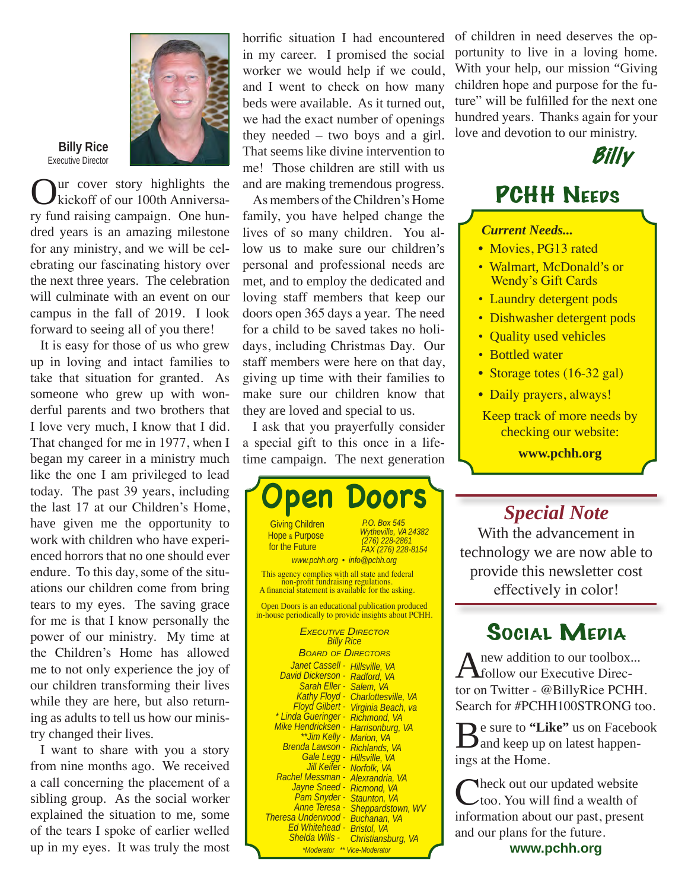**Billy Rice**
Executive Director

Our cover story highlights the kickoff of our 100th Anniversary fund raising campaign. One hundred years is an amazing milestone for any ministry, and we will be celebrating our fascinating history over the next three years. The celebration will culminate with an event on our campus in the fall of 2019. I look forward to seeing all of you there!

It is easy for those of us who grew up in loving and intact families to take that situation for granted. As someone who grew up with wonderful parents and two brothers that I love very much, I know that I did. That changed for me in 1977, when I began my career in a ministry much like the one I am privileged to lead today. The past 39 years, including the last 17 at our Children's Home, have given me the opportunity to work with children who have experienced horrors that no one should ever endure. To this day, some of the situations our children come from bring tears to my eyes. The saving grace for me is that I know personally the power of our ministry. My time at the Children's Home has allowed me to not only experience the joy of our children transforming their lives while they are here, but also returning as adults to tell us how our ministry changed their lives.

I want to share with you a story from nine months ago. We received a call concerning the placement of a sibling group. As the social worker explained the situation to me, some of the tears I spoke of earlier welled up in my eyes. It was truly the most horrific situation I had encountered in my career. I promised the social worker we would help if we could, and I went to check on how many beds were available. As it turned out, we had the exact number of openings they needed – two boys and a girl. That seems like divine intervention to me! Those children are still with us and are making tremendous progress.

As members of the Children's Home family, you have helped change the lives of so many children. You allow us to make sure our children's personal and professional needs are met, and to employ the dedicated and loving staff members that keep our doors open 365 days a year. The need for a child to be saved takes no holidays, including Christmas Day. Our staff members were here on that day, giving up time with their families to make sure our children know that they are loved and special to us.

I ask that you prayerfully consider a special gift to this once in a lifetime campaign. The next generation of children in need deserves the opportunity to live in a loving home. With your help, our mission "Giving children hope and purpose for the future" will be fulfilled for the next one hundred years. Thanks again for your love and devotion to our ministry.

*Billy*

# Open Doors

Giving Children Hope & Purpose for the Future

P.O. Box 545
Wytheville, VA 24382
(276) 228-2861
FAX (276) 228-8154

www.pchh.org • info@pchh.org

This agency complies with all state and federal non-profit fundraising regulations. A financial statement is available for the asking.

Open Doors is an educational publication produced in-house periodically to provide insights about PCHH.

*Executive Director*
Billy Rice

*Board of Directors*

Janet Cassell - Hillsville, VA
David Dickerson - Radford, VA
Sarah Eller - Salem, VA
Kathy Floyd - Charlottesville, VA
Floyd Gilbert - Virginia Beach, va
* Linda Gueringer - Richmond, VA
Mike Hendricksen - Harrisonburg, VA
**Jim Kelly - Marion, VA
Brenda Lawson - Richlands, VA
Gale Legg - Hillsville, VA
Jill Keifer - Norfolk, VA
Rachel Messman - Alexrandria, VA
Jayne Sneed - Ricmond, VA
Pam Snyder - Staunton, VA
Anne Teresa - Sheppardstown, WV
Theresa Underwood - Buchanan, VA
Ed Whitehead - Bristol, VA
Shelda Wills - Christiansburg, VA

*Moderator ** Vice-Moderator

## PCHH Needs

***Current Needs...***

- Movies, PG13 rated
- Walmart, McDonald's or Wendy's Gift Cards
- Laundry detergent pods
- Dishwasher detergent pods
- Quality used vehicles
- Bottled water
- Storage totes (16-32 gal)
- Daily prayers, always!

Keep track of more needs by checking our website:

**www.pchh.org**

## *Special Note*

With the advancement in technology we are now able to provide this newsletter cost effectively in color!

## Social Media

A new addition to our toolbox... follow our Executive Director on Twitter - @BillyRice PCHH. Search for #PCHH100STRONG too.

Be sure to **"Like"** us on Facebook and keep up on latest happenings at the Home.

Check out our updated website too. You will find a wealth of information about our past, present and our plans for the future.

**www.pchh.org**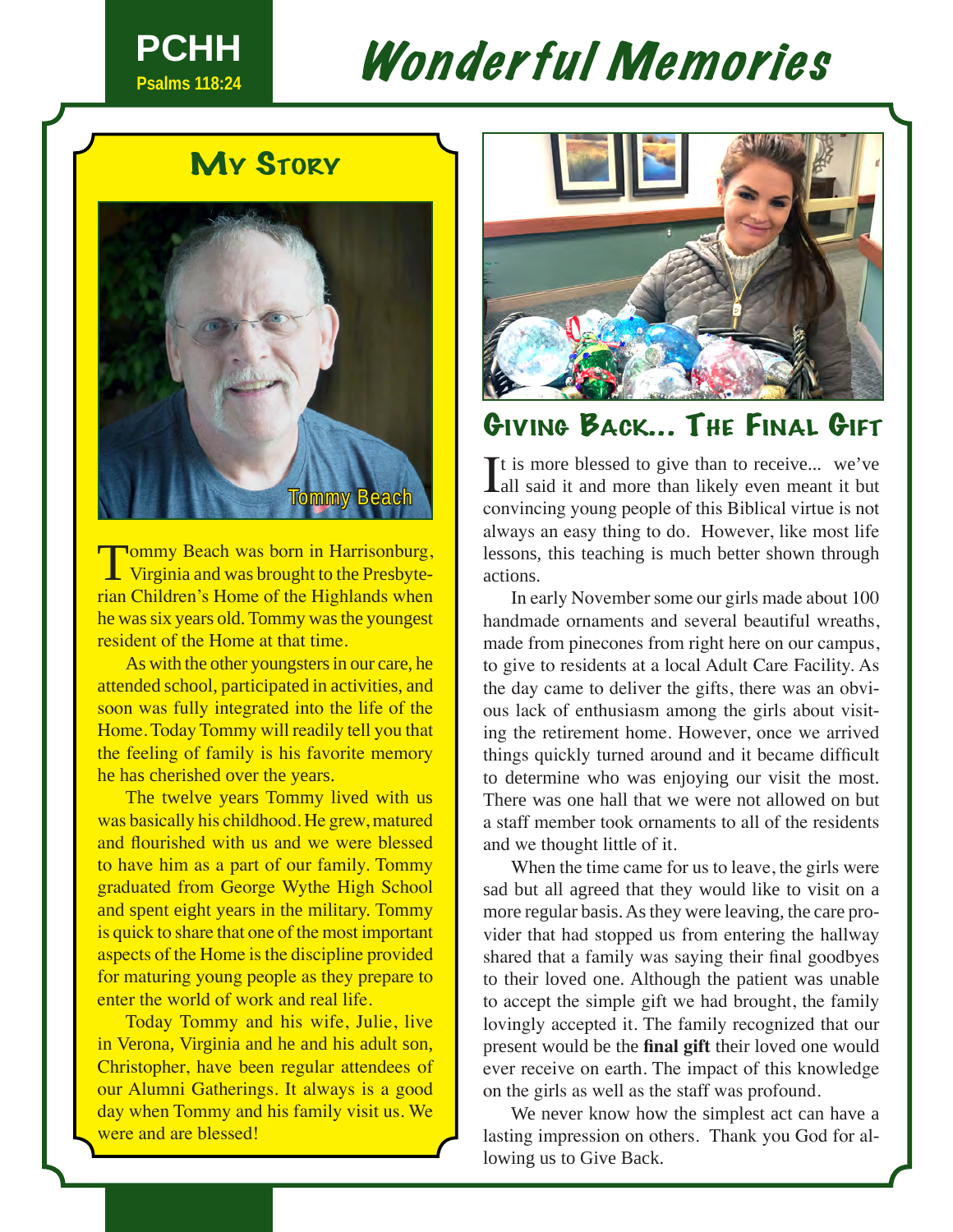# Wonderful Memories

PCHH
Psalms 118:24

## My Story

Tommy Beach

Tommy Beach was born in Harrisonburg, Virginia and was brought to the Presbyterian Children's Home of the Highlands when he was six years old. Tommy was the youngest resident of the Home at that time.

As with the other youngsters in our care, he attended school, participated in activities, and soon was fully integrated into the life of the Home. Today Tommy will readily tell you that the feeling of family is his favorite memory he has cherished over the years.

The twelve years Tommy lived with us was basically his childhood. He grew, matured and flourished with us and we were blessed to have him as a part of our family. Tommy graduated from George Wythe High School and spent eight years in the military. Tommy is quick to share that one of the most important aspects of the Home is the discipline provided for maturing young people as they prepare to enter the world of work and real life.

Today Tommy and his wife, Julie, live in Verona, Virginia and he and his adult son, Christopher, have been regular attendees of our Alumni Gatherings. It always is a good day when Tommy and his family visit us. We were and are blessed!

## Giving Back... The Final Gift

It is more blessed to give than to receive... we've all said it and more than likely even meant it but convincing young people of this Biblical virtue is not always an easy thing to do. However, like most life lessons, this teaching is much better shown through actions.

In early November some our girls made about 100 handmade ornaments and several beautiful wreaths, made from pinecones from right here on our campus, to give to residents at a local Adult Care Facility. As the day came to deliver the gifts, there was an obvious lack of enthusiasm among the girls about visiting the retirement home. However, once we arrived things quickly turned around and it became difficult to determine who was enjoying our visit the most. There was one hall that we were not allowed on but a staff member took ornaments to all of the residents and we thought little of it.

When the time came for us to leave, the girls were sad but all agreed that they would like to visit on a more regular basis. As they were leaving, the care provider that had stopped us from entering the hallway shared that a family was saying their final goodbyes to their loved one. Although the patient was unable to accept the simple gift we had brought, the family lovingly accepted it. The family recognized that our present would be the **final gift** their loved one would ever receive on earth. The impact of this knowledge on the girls as well as the staff was profound.

We never know how the simplest act can have a lasting impression on others. Thank you God for allowing us to Give Back.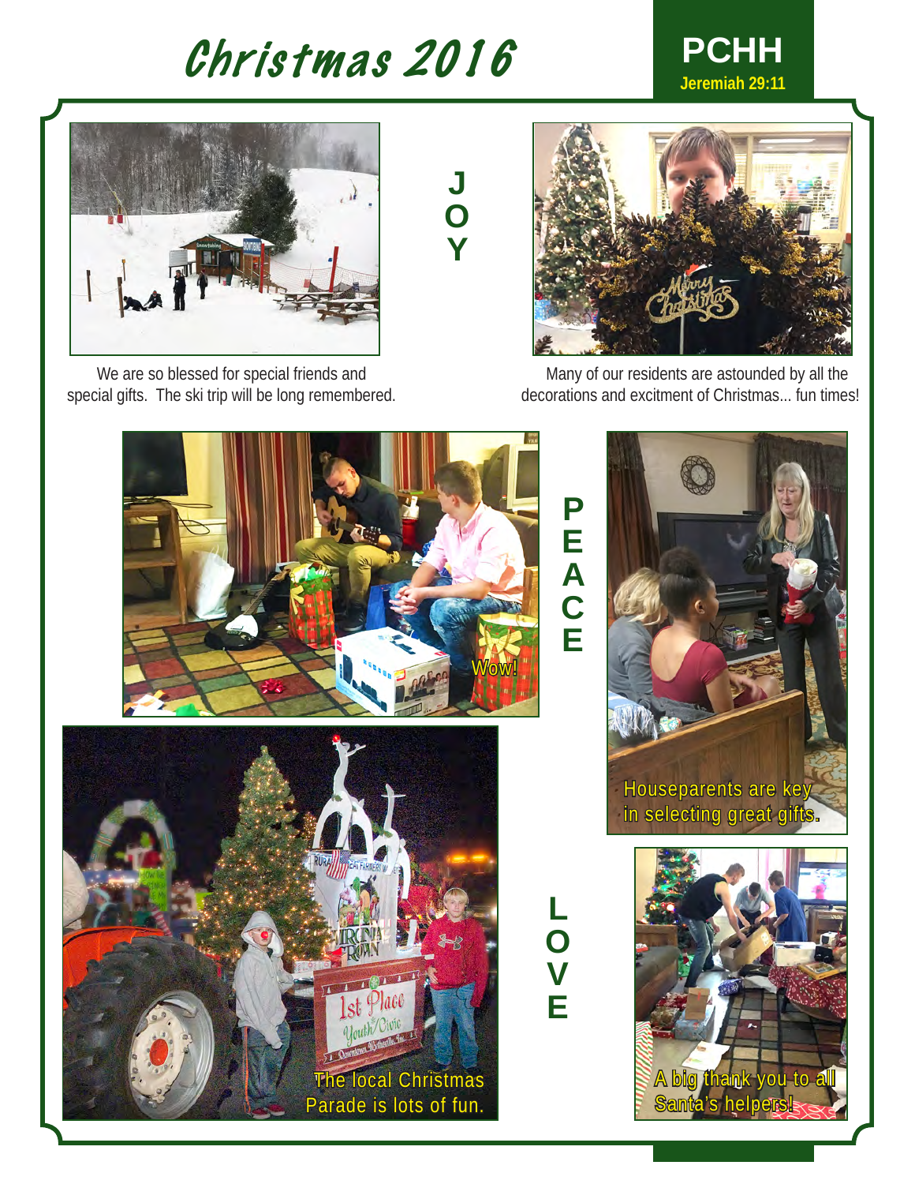# Christmas 2016

**PCHH**
**Jeremiah 29:11**

**JOY**

We are so blessed for special friends and special gifts. The ski trip will be long remembered.

Many of our residents are astounded by all the decorations and excitment of Christmas... fun times!

Wow!

**PEACE**

Houseparents are key in selecting great gifts.

**LOVE**

The local Christmas Parade is lots of fun.

A big thank you to all Santa's helpers!